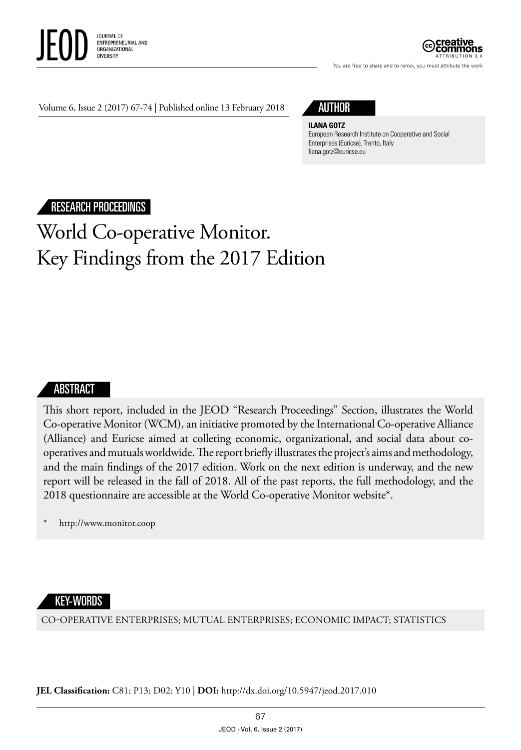Volume 6, Issue 2 (2017) 67-74 | Published online 13 February 2018

## AUTHOR

**ILANA GOTZ**
European Research Institute on Cooperative and Social Enterprises (Euricse), Trento, Italy
Ilana.gotz@euricse.eu

RESEARCH PROCEEDINGS

# World Co-operative Monitor. Key Findings from the 2017 Edition

## ABSTRACT

This short report, included in the JEOD "Research Proceedings" Section, illustrates the World Co-operative Monitor (WCM), an initiative promoted by the International Co-operative Alliance (Alliance) and Euricse aimed at colleting economic, organizational, and social data about co-operatives and mutuals worldwide. The report briefly illustrates the project's aims and methodology, and the main findings of the 2017 edition. Work on the next edition is underway, and the new report will be released in the fall of 2018. All of the past reports, the full methodology, and the 2018 questionnaire are accessible at the World Co-operative Monitor website*.

\* http://www.monitor.coop

## KEY-WORDS

CO-OPERATIVE ENTERPRISES; MUTUAL ENTERPRISES; ECONOMIC IMPACT; STATISTICS

**JEL Classification:** C81; P13; D02; Y10 | **DOI:** http://dx.doi.org/10.5947/jeod.2017.010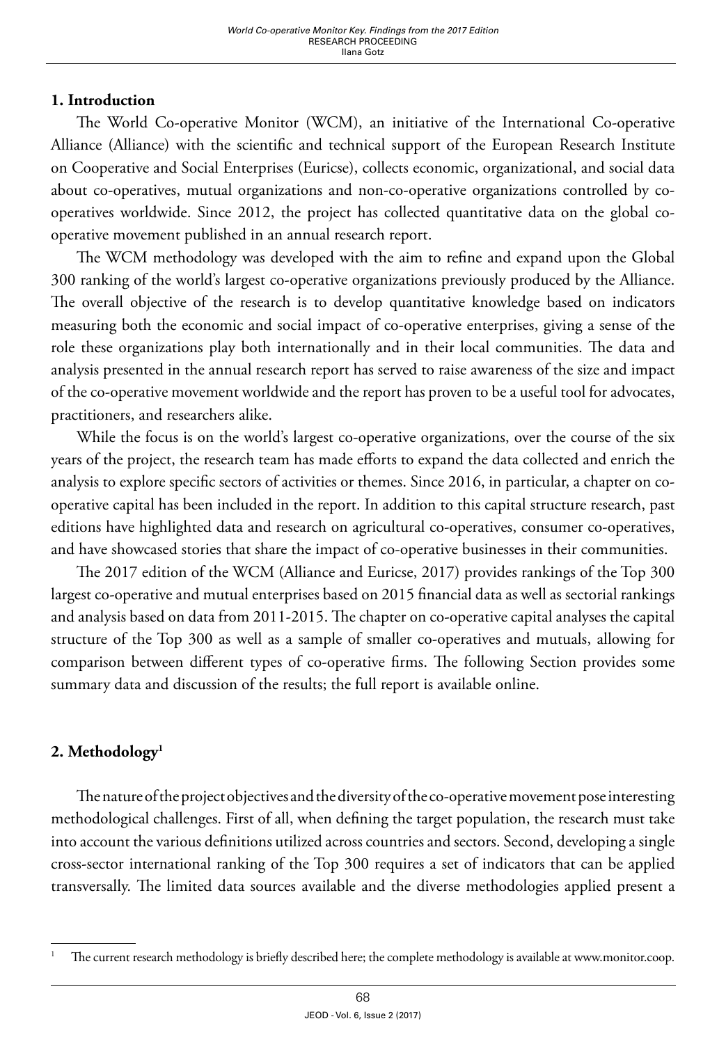## 1. Introduction

The World Co-operative Monitor (WCM), an initiative of the International Co-operative Alliance (Alliance) with the scientific and technical support of the European Research Institute on Cooperative and Social Enterprises (Euricse), collects economic, organizational, and social data about co-operatives, mutual organizations and non-co-operative organizations controlled by co-operatives worldwide. Since 2012, the project has collected quantitative data on the global co-operative movement published in an annual research report.

The WCM methodology was developed with the aim to refine and expand upon the Global 300 ranking of the world's largest co-operative organizations previously produced by the Alliance. The overall objective of the research is to develop quantitative knowledge based on indicators measuring both the economic and social impact of co-operative enterprises, giving a sense of the role these organizations play both internationally and in their local communities. The data and analysis presented in the annual research report has served to raise awareness of the size and impact of the co-operative movement worldwide and the report has proven to be a useful tool for advocates, practitioners, and researchers alike.

While the focus is on the world's largest co-operative organizations, over the course of the six years of the project, the research team has made efforts to expand the data collected and enrich the analysis to explore specific sectors of activities or themes. Since 2016, in particular, a chapter on co-operative capital has been included in the report. In addition to this capital structure research, past editions have highlighted data and research on agricultural co-operatives, consumer co-operatives, and have showcased stories that share the impact of co-operative businesses in their communities.

The 2017 edition of the WCM (Alliance and Euricse, 2017) provides rankings of the Top 300 largest co-operative and mutual enterprises based on 2015 financial data as well as sectorial rankings and analysis based on data from 2011-2015. The chapter on co-operative capital analyses the capital structure of the Top 300 as well as a sample of smaller co-operatives and mutuals, allowing for comparison between different types of co-operative firms. The following Section provides some summary data and discussion of the results; the full report is available online.

## 2. Methodology[1]

The nature of the project objectives and the diversity of the co-operative movement pose interesting methodological challenges. First of all, when defining the target population, the research must take into account the various definitions utilized across countries and sectors. Second, developing a single cross-sector international ranking of the Top 300 requires a set of indicators that can be applied transversally. The limited data sources available and the diverse methodologies applied present a

[1] The current research methodology is briefly described here; the complete methodology is available at www.monitor.coop.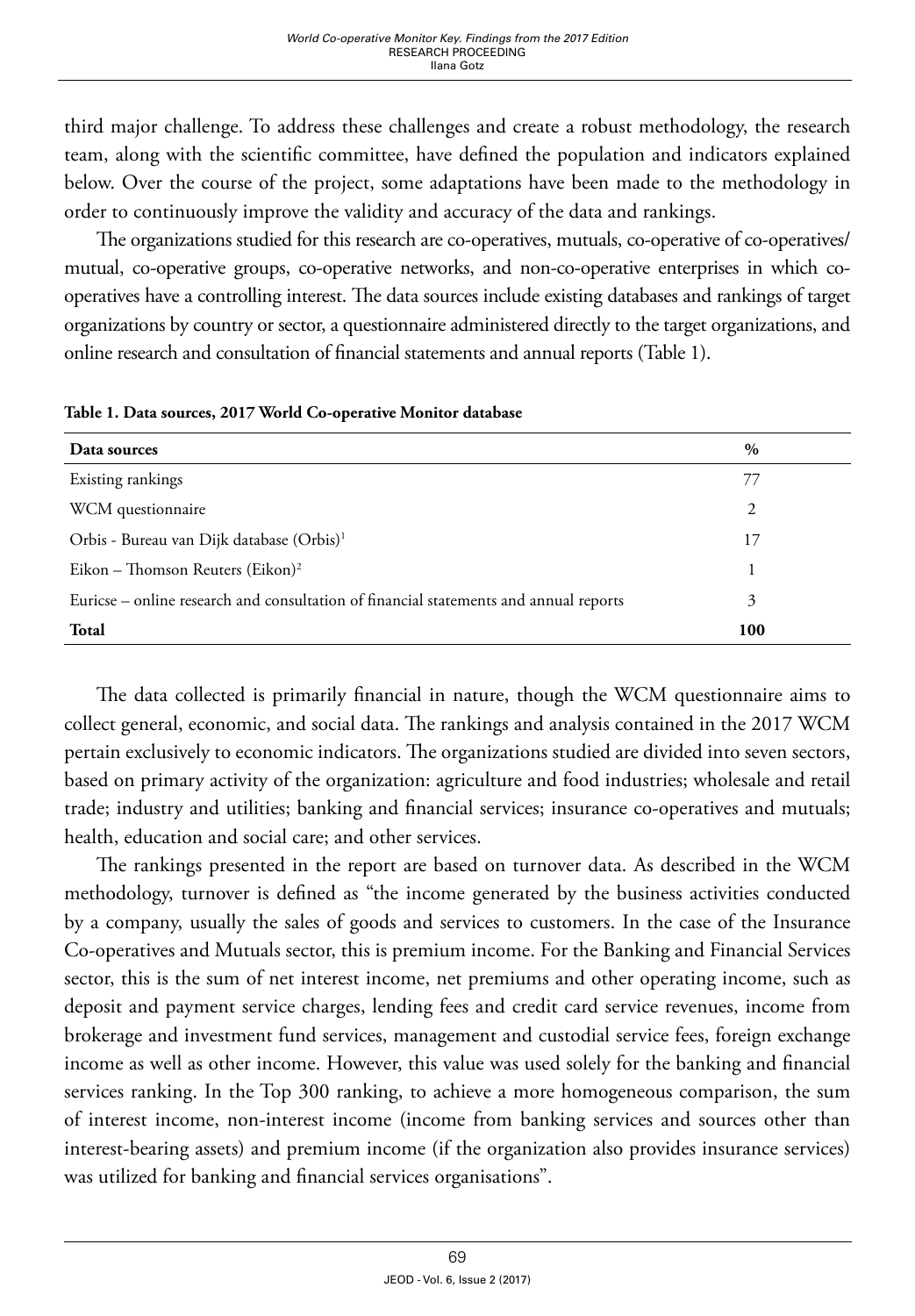third major challenge. To address these challenges and create a robust methodology, the research team, along with the scientific committee, have defined the population and indicators explained below. Over the course of the project, some adaptations have been made to the methodology in order to continuously improve the validity and accuracy of the data and rankings.

The organizations studied for this research are co-operatives, mutuals, co-operative of co-operatives/ mutual, co-operative groups, co-operative networks, and non-co-operative enterprises in which co-operatives have a controlling interest. The data sources include existing databases and rankings of target organizations by country or sector, a questionnaire administered directly to the target organizations, and online research and consultation of financial statements and annual reports (Table 1).

**Table 1. Data sources, 2017 World Co-operative Monitor database**

| Data sources | % |
|---|---|
| Existing rankings | 77 |
| WCM questionnaire | 2 |
| Orbis - Bureau van Dijk database (Orbis)[1] | 17 |
| Eikon – Thomson Reuters (Eikon)[2] | 1 |
| Euricse – online research and consultation of financial statements and annual reports | 3 |
| **Total** | **100** |

The data collected is primarily financial in nature, though the WCM questionnaire aims to collect general, economic, and social data. The rankings and analysis contained in the 2017 WCM pertain exclusively to economic indicators. The organizations studied are divided into seven sectors, based on primary activity of the organization: agriculture and food industries; wholesale and retail trade; industry and utilities; banking and financial services; insurance co-operatives and mutuals; health, education and social care; and other services.

The rankings presented in the report are based on turnover data. As described in the WCM methodology, turnover is defined as "the income generated by the business activities conducted by a company, usually the sales of goods and services to customers. In the case of the Insurance Co-operatives and Mutuals sector, this is premium income. For the Banking and Financial Services sector, this is the sum of net interest income, net premiums and other operating income, such as deposit and payment service charges, lending fees and credit card service revenues, income from brokerage and investment fund services, management and custodial service fees, foreign exchange income as well as other income. However, this value was used solely for the banking and financial services ranking. In the Top 300 ranking, to achieve a more homogeneous comparison, the sum of interest income, non-interest income (income from banking services and sources other than interest-bearing assets) and premium income (if the organization also provides insurance services) was utilized for banking and financial services organisations".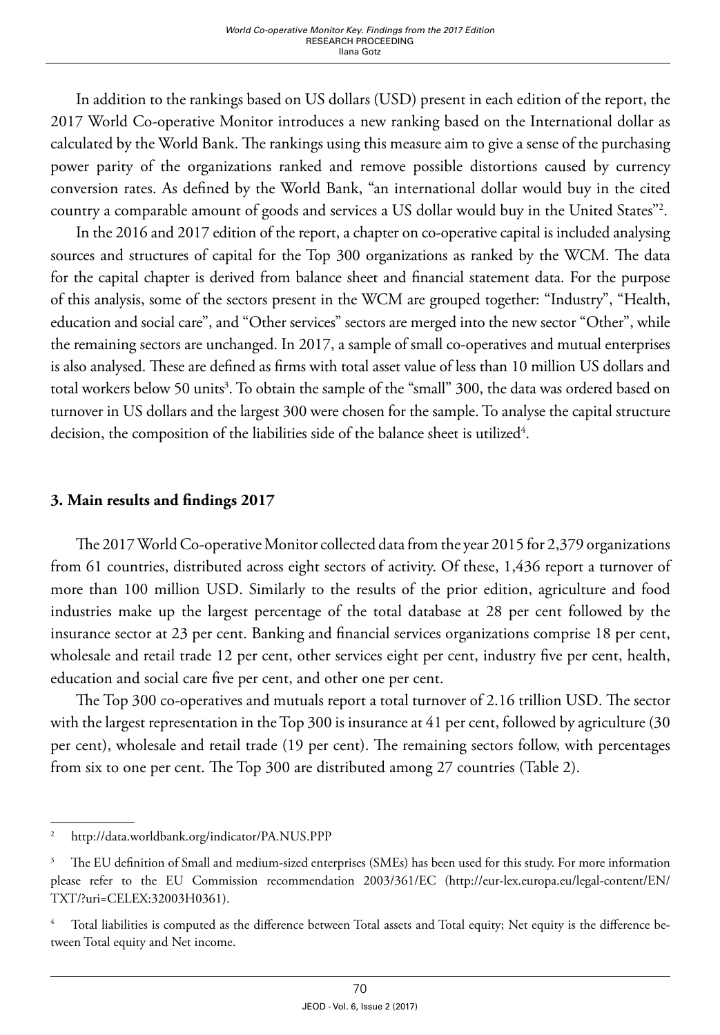In addition to the rankings based on US dollars (USD) present in each edition of the report, the 2017 World Co-operative Monitor introduces a new ranking based on the International dollar as calculated by the World Bank. The rankings using this measure aim to give a sense of the purchasing power parity of the organizations ranked and remove possible distortions caused by currency conversion rates. As defined by the World Bank, "an international dollar would buy in the cited country a comparable amount of goods and services a US dollar would buy in the United States"[2].

In the 2016 and 2017 edition of the report, a chapter on co-operative capital is included analysing sources and structures of capital for the Top 300 organizations as ranked by the WCM. The data for the capital chapter is derived from balance sheet and financial statement data. For the purpose of this analysis, some of the sectors present in the WCM are grouped together: "Industry", "Health, education and social care", and "Other services" sectors are merged into the new sector "Other", while the remaining sectors are unchanged. In 2017, a sample of small co-operatives and mutual enterprises is also analysed. These are defined as firms with total asset value of less than 10 million US dollars and total workers below 50 units[3]. To obtain the sample of the "small" 300, the data was ordered based on turnover in US dollars and the largest 300 were chosen for the sample. To analyse the capital structure decision, the composition of the liabilities side of the balance sheet is utilized[4].

## 3. Main results and findings 2017

The 2017 World Co-operative Monitor collected data from the year 2015 for 2,379 organizations from 61 countries, distributed across eight sectors of activity. Of these, 1,436 report a turnover of more than 100 million USD. Similarly to the results of the prior edition, agriculture and food industries make up the largest percentage of the total database at 28 per cent followed by the insurance sector at 23 per cent. Banking and financial services organizations comprise 18 per cent, wholesale and retail trade 12 per cent, other services eight per cent, industry five per cent, health, education and social care five per cent, and other one per cent.

The Top 300 co-operatives and mutuals report a total turnover of 2.16 trillion USD. The sector with the largest representation in the Top 300 is insurance at 41 per cent, followed by agriculture (30 per cent), wholesale and retail trade (19 per cent). The remaining sectors follow, with percentages from six to one per cent. The Top 300 are distributed among 27 countries (Table 2).

---

[2] http://data.worldbank.org/indicator/PA.NUS.PPP

[3] The EU definition of Small and medium-sized enterprises (SMEs) has been used for this study. For more information please refer to the EU Commission recommendation 2003/361/EC (http://eur-lex.europa.eu/legal-content/EN/TXT/?uri=CELEX:32003H0361).

[4] Total liabilities is computed as the difference between Total assets and Total equity; Net equity is the difference between Total equity and Net income.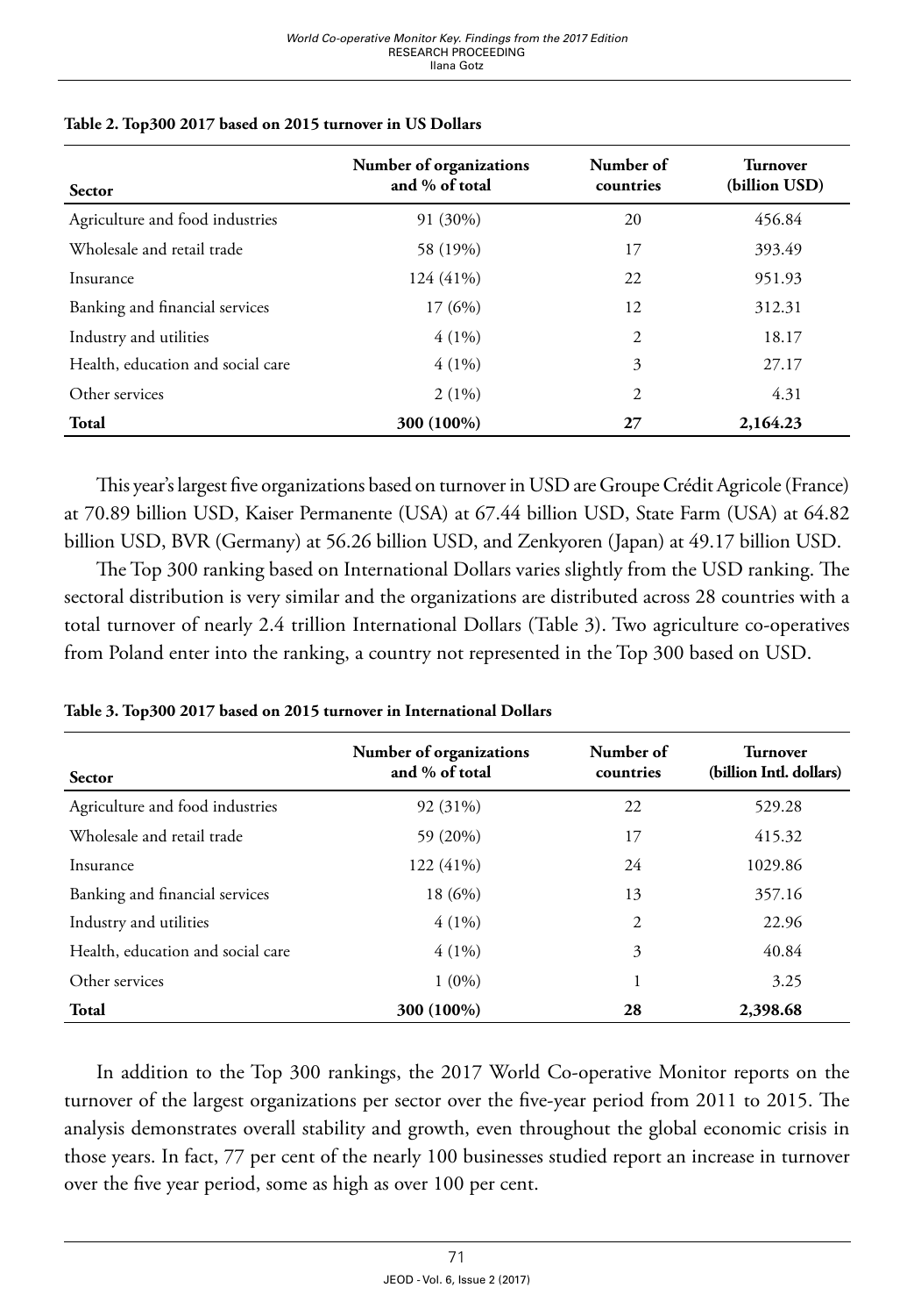**Table 2. Top300 2017 based on 2015 turnover in US Dollars**

| Sector | Number of organizations and % of total | Number of countries | Turnover (billion USD) |
|---|---|---|---|
| Agriculture and food industries | 91 (30%) | 20 | 456.84 |
| Wholesale and retail trade | 58 (19%) | 17 | 393.49 |
| Insurance | 124 (41%) | 22 | 951.93 |
| Banking and financial services | 17 (6%) | 12 | 312.31 |
| Industry and utilities | 4 (1%) | 2 | 18.17 |
| Health, education and social care | 4 (1%) | 3 | 27.17 |
| Other services | 2 (1%) | 2 | 4.31 |
| **Total** | **300 (100%)** | **27** | **2,164.23** |

This year's largest five organizations based on turnover in USD are Groupe Crédit Agricole (France) at 70.89 billion USD, Kaiser Permanente (USA) at 67.44 billion USD, State Farm (USA) at 64.82 billion USD, BVR (Germany) at 56.26 billion USD, and Zenkyoren (Japan) at 49.17 billion USD.

The Top 300 ranking based on International Dollars varies slightly from the USD ranking. The sectoral distribution is very similar and the organizations are distributed across 28 countries with a total turnover of nearly 2.4 trillion International Dollars (Table 3). Two agriculture co-operatives from Poland enter into the ranking, a country not represented in the Top 300 based on USD.

**Table 3. Top300 2017 based on 2015 turnover in International Dollars**

| Sector | Number of organizations and % of total | Number of countries | Turnover (billion Intl. dollars) |
|---|---|---|---|
| Agriculture and food industries | 92 (31%) | 22 | 529.28 |
| Wholesale and retail trade | 59 (20%) | 17 | 415.32 |
| Insurance | 122 (41%) | 24 | 1029.86 |
| Banking and financial services | 18 (6%) | 13 | 357.16 |
| Industry and utilities | 4 (1%) | 2 | 22.96 |
| Health, education and social care | 4 (1%) | 3 | 40.84 |
| Other services | 1 (0%) | 1 | 3.25 |
| **Total** | **300 (100%)** | **28** | **2,398.68** |

In addition to the Top 300 rankings, the 2017 World Co-operative Monitor reports on the turnover of the largest organizations per sector over the five-year period from 2011 to 2015. The analysis demonstrates overall stability and growth, even throughout the global economic crisis in those years. In fact, 77 per cent of the nearly 100 businesses studied report an increase in turnover over the five year period, some as high as over 100 per cent.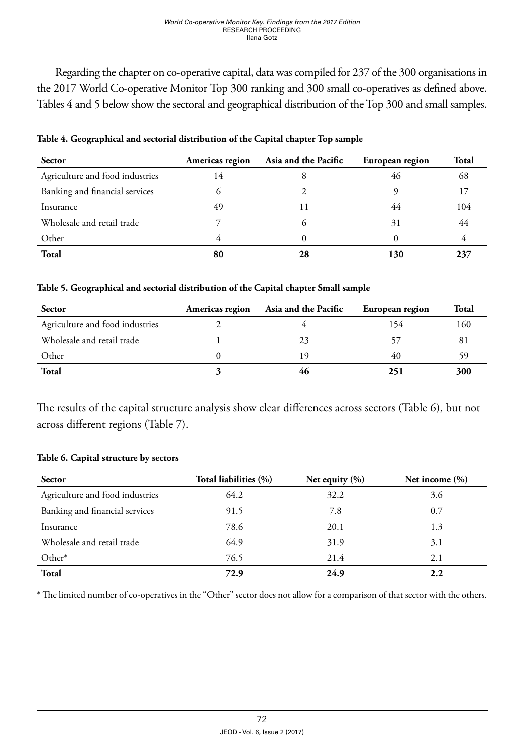Regarding the chapter on co-operative capital, data was compiled for 237 of the 300 organisations in the 2017 World Co-operative Monitor Top 300 ranking and 300 small co-operatives as defined above. Tables 4 and 5 below show the sectoral and geographical distribution of the Top 300 and small samples.

**Table 4. Geographical and sectorial distribution of the Capital chapter Top sample**

| Sector | Americas region | Asia and the Pacific | European region | Total |
|---|---|---|---|---|
| Agriculture and food industries | 14 | 8 | 46 | 68 |
| Banking and financial services | 6 | 2 | 9 | 17 |
| Insurance | 49 | 11 | 44 | 104 |
| Wholesale and retail trade | 7 | 6 | 31 | 44 |
| Other | 4 | 0 | 0 | 4 |
| **Total** | **80** | **28** | **130** | **237** |

**Table 5. Geographical and sectorial distribution of the Capital chapter Small sample**

| Sector | Americas region | Asia and the Pacific | European region | Total |
|---|---|---|---|---|
| Agriculture and food industries | 2 | 4 | 154 | 160 |
| Wholesale and retail trade | 1 | 23 | 57 | 81 |
| Other | 0 | 19 | 40 | 59 |
| **Total** | **3** | **46** | **251** | **300** |

The results of the capital structure analysis show clear differences across sectors (Table 6), but not across different regions (Table 7).

**Table 6. Capital structure by sectors**

| Sector | Total liabilities (%) | Net equity (%) | Net income (%) |
|---|---|---|---|
| Agriculture and food industries | 64.2 | 32.2 | 3.6 |
| Banking and financial services | 91.5 | 7.8 | 0.7 |
| Insurance | 78.6 | 20.1 | 1.3 |
| Wholesale and retail trade | 64.9 | 31.9 | 3.1 |
| Other* | 76.5 | 21.4 | 2.1 |
| **Total** | **72.9** | **24.9** | **2.2** |

* The limited number of co-operatives in the "Other" sector does not allow for a comparison of that sector with the others.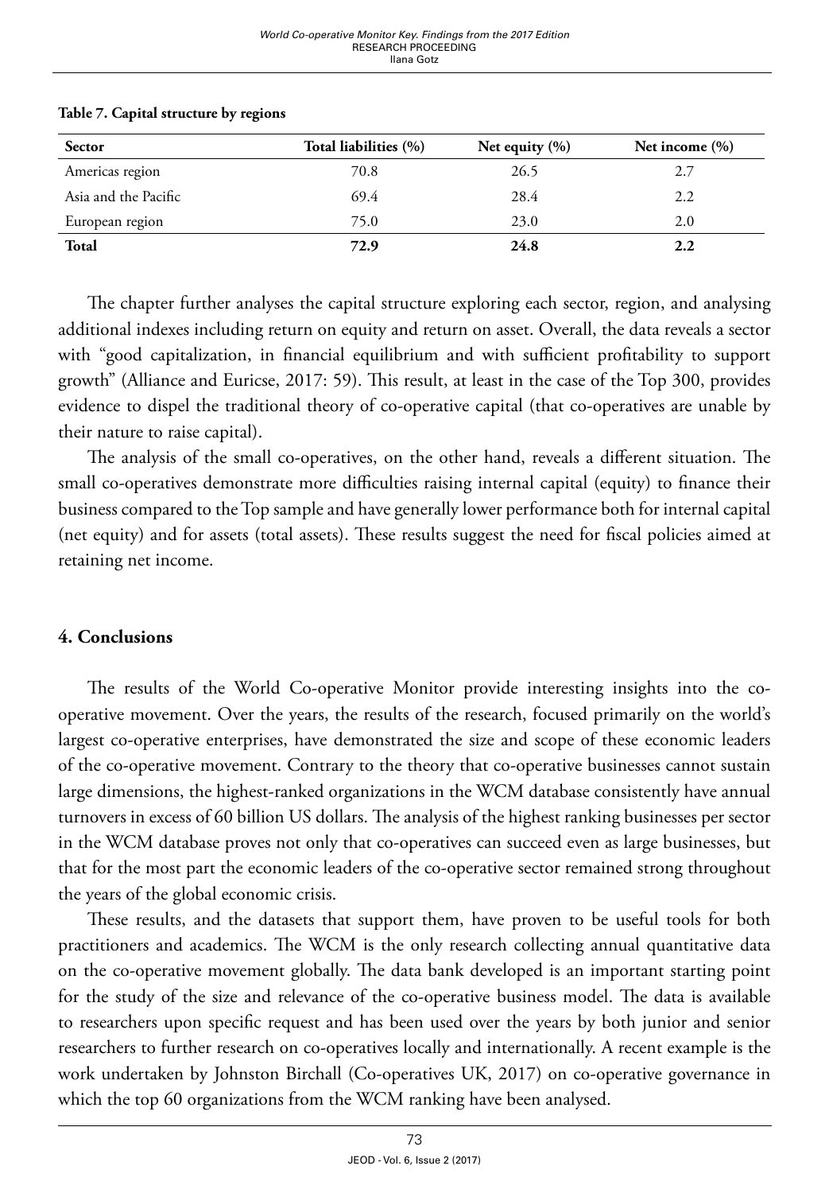**Table 7. Capital structure by regions**

| Sector | Total liabilities (%) | Net equity (%) | Net income (%) |
|---|---|---|---|
| Americas region | 70.8 | 26.5 | 2.7 |
| Asia and the Pacific | 69.4 | 28.4 | 2.2 |
| European region | 75.0 | 23.0 | 2.0 |
| **Total** | **72.9** | **24.8** | **2.2** |

The chapter further analyses the capital structure exploring each sector, region, and analysing additional indexes including return on equity and return on asset. Overall, the data reveals a sector with "good capitalization, in financial equilibrium and with sufficient profitability to support growth" (Alliance and Euricse, 2017: 59). This result, at least in the case of the Top 300, provides evidence to dispel the traditional theory of co-operative capital (that co-operatives are unable by their nature to raise capital).

The analysis of the small co-operatives, on the other hand, reveals a different situation. The small co-operatives demonstrate more difficulties raising internal capital (equity) to finance their business compared to the Top sample and have generally lower performance both for internal capital (net equity) and for assets (total assets). These results suggest the need for fiscal policies aimed at retaining net income.

## 4. Conclusions

The results of the World Co-operative Monitor provide interesting insights into the co-operative movement. Over the years, the results of the research, focused primarily on the world's largest co-operative enterprises, have demonstrated the size and scope of these economic leaders of the co-operative movement. Contrary to the theory that co-operative businesses cannot sustain large dimensions, the highest-ranked organizations in the WCM database consistently have annual turnovers in excess of 60 billion US dollars. The analysis of the highest ranking businesses per sector in the WCM database proves not only that co-operatives can succeed even as large businesses, but that for the most part the economic leaders of the co-operative sector remained strong throughout the years of the global economic crisis.

These results, and the datasets that support them, have proven to be useful tools for both practitioners and academics. The WCM is the only research collecting annual quantitative data on the co-operative movement globally. The data bank developed is an important starting point for the study of the size and relevance of the co-operative business model. The data is available to researchers upon specific request and has been used over the years by both junior and senior researchers to further research on co-operatives locally and internationally. A recent example is the work undertaken by Johnston Birchall (Co-operatives UK, 2017) on co-operative governance in which the top 60 organizations from the WCM ranking have been analysed.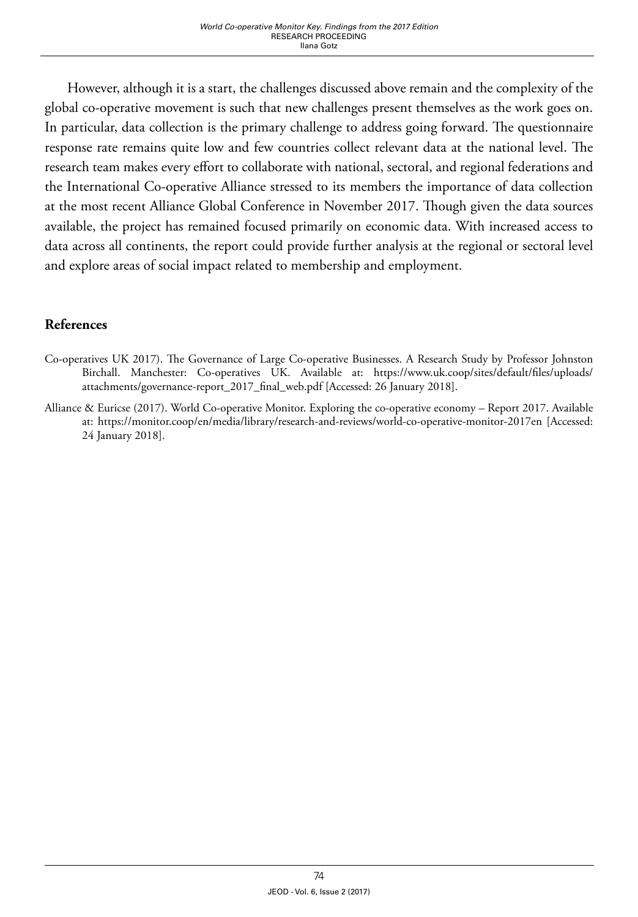However, although it is a start, the challenges discussed above remain and the complexity of the global co-operative movement is such that new challenges present themselves as the work goes on. In particular, data collection is the primary challenge to address going forward. The questionnaire response rate remains quite low and few countries collect relevant data at the national level. The research team makes every effort to collaborate with national, sectoral, and regional federations and the International Co-operative Alliance stressed to its members the importance of data collection at the most recent Alliance Global Conference in November 2017. Though given the data sources available, the project has remained focused primarily on economic data. With increased access to data across all continents, the report could provide further analysis at the regional or sectoral level and explore areas of social impact related to membership and employment.

## References

Co-operatives UK 2017). The Governance of Large Co-operative Businesses. A Research Study by Professor Johnston Birchall. Manchester: Co-operatives UK. Available at: https://www.uk.coop/sites/default/files/uploads/attachments/governance-report_2017_final_web.pdf [Accessed: 26 January 2018].

Alliance & Euricse (2017). World Co-operative Monitor. Exploring the co-operative economy – Report 2017. Available at: https://monitor.coop/en/media/library/research-and-reviews/world-co-operative-monitor-2017en [Accessed: 24 January 2018].